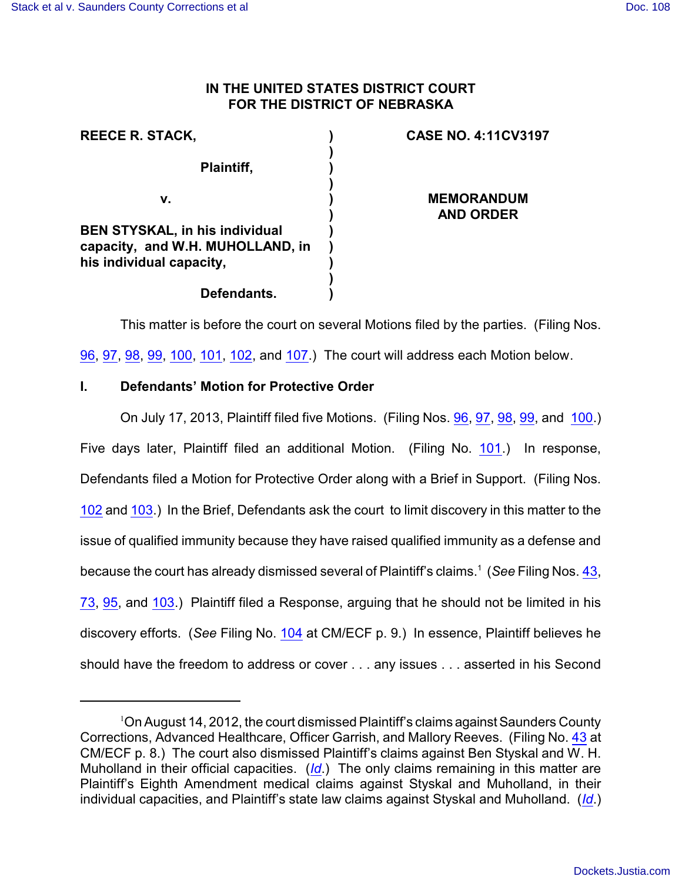**IN THE UNITED STATES DISTRICT COURT**
**FOR THE DISTRICT OF NEBRASKA**

| | | |
|---|---|---|
| **REECE R. STACK,** | ) | **CASE NO. 4:11CV3197** |
| | ) | |
| **Plaintiff,** | ) | |
| | ) | |
| **v.** | ) | **MEMORANDUM AND ORDER** |
| | ) | |
| **BEN STYSKAL, in his individual capacity, and W.H. MUHOLLAND, in his individual capacity,** | ) | |
| | ) | |
| **Defendants.** | ) | |

This matter is before the court on several Motions filed by the parties. (Filing Nos. 96, 97, 98, 99, 100, 101, 102, and 107.) The court will address each Motion below.

## I. Defendants' Motion for Protective Order

On July 17, 2013, Plaintiff filed five Motions. (Filing Nos. 96, 97, 98, 99, and 100.) Five days later, Plaintiff filed an additional Motion. (Filing No. 101.) In response, Defendants filed a Motion for Protective Order along with a Brief in Support. (Filing Nos. 102 and 103.) In the Brief, Defendants ask the court to limit discovery in this matter to the issue of qualified immunity because they have raised qualified immunity as a defense and because the court has already dismissed several of Plaintiff's claims.[1] (*See* Filing Nos. 43, 73, 95, and 103.) Plaintiff filed a Response, arguing that he should not be limited in his discovery efforts. (*See* Filing No. 104 at CM/ECF p. 9.) In essence, Plaintiff believes he should have the freedom to address or cover . . . any issues . . . asserted in his Second

---

[1]On August 14, 2012, the court dismissed Plaintiff's claims against Saunders County Corrections, Advanced Healthcare, Officer Garrish, and Mallory Reeves. (Filing No. 43 at CM/ECF p. 8.) The court also dismissed Plaintiff's claims against Ben Styskal and W. H. Muholland in their official capacities. (*Id.*) The only claims remaining in this matter are Plaintiff's Eighth Amendment medical claims against Styskal and Muholland, in their individual capacities, and Plaintiff's state law claims against Styskal and Muholland. (*Id.*)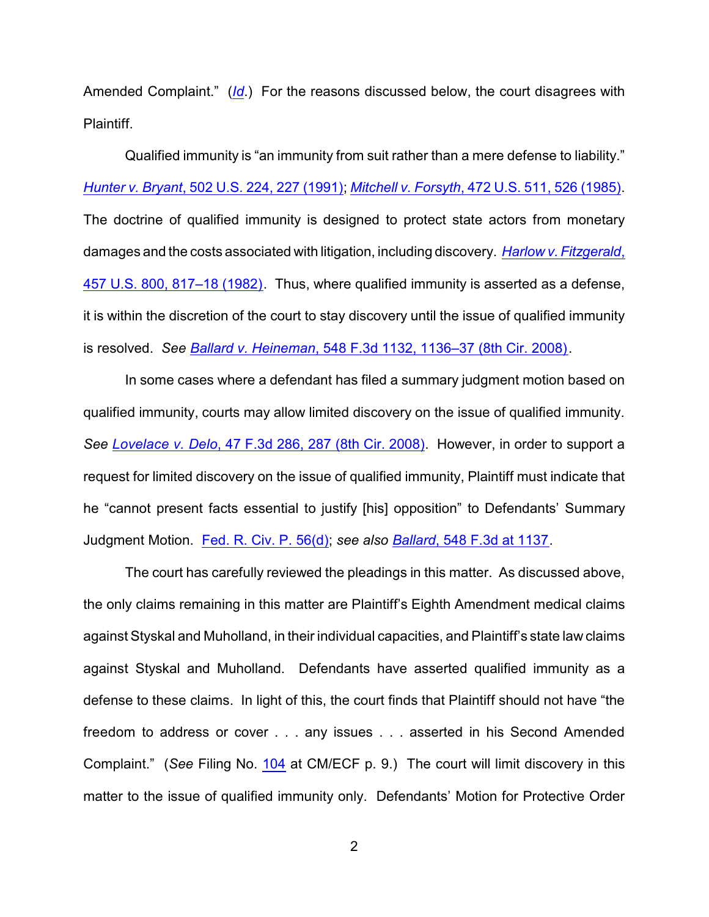Amended Complaint." (*Id*.) For the reasons discussed below, the court disagrees with Plaintiff.

Qualified immunity is "an immunity from suit rather than a mere defense to liability." *Hunter v. Bryant*, 502 U.S. 224, 227 (1991); *Mitchell v. Forsyth*, 472 U.S. 511, 526 (1985). The doctrine of qualified immunity is designed to protect state actors from monetary damages and the costs associated with litigation, including discovery. *Harlow v. Fitzgerald*, 457 U.S. 800, 817–18 (1982). Thus, where qualified immunity is asserted as a defense, it is within the discretion of the court to stay discovery until the issue of qualified immunity is resolved. *See* *Ballard v. Heineman*, 548 F.3d 1132, 1136–37 (8th Cir. 2008).

In some cases where a defendant has filed a summary judgment motion based on qualified immunity, courts may allow limited discovery on the issue of qualified immunity. *See* *Lovelace v. Delo*, 47 F.3d 286, 287 (8th Cir. 2008). However, in order to support a request for limited discovery on the issue of qualified immunity, Plaintiff must indicate that he "cannot present facts essential to justify [his] opposition" to Defendants' Summary Judgment Motion. Fed. R. Civ. P. 56(d); *see also* *Ballard*, 548 F.3d at 1137.

The court has carefully reviewed the pleadings in this matter. As discussed above, the only claims remaining in this matter are Plaintiff's Eighth Amendment medical claims against Styskal and Muholland, in their individual capacities, and Plaintiff's state law claims against Styskal and Muholland. Defendants have asserted qualified immunity as a defense to these claims. In light of this, the court finds that Plaintiff should not have "the freedom to address or cover . . . any issues . . . asserted in his Second Amended Complaint." (*See* Filing No. 104 at CM/ECF p. 9.) The court will limit discovery in this matter to the issue of qualified immunity only. Defendants' Motion for Protective Order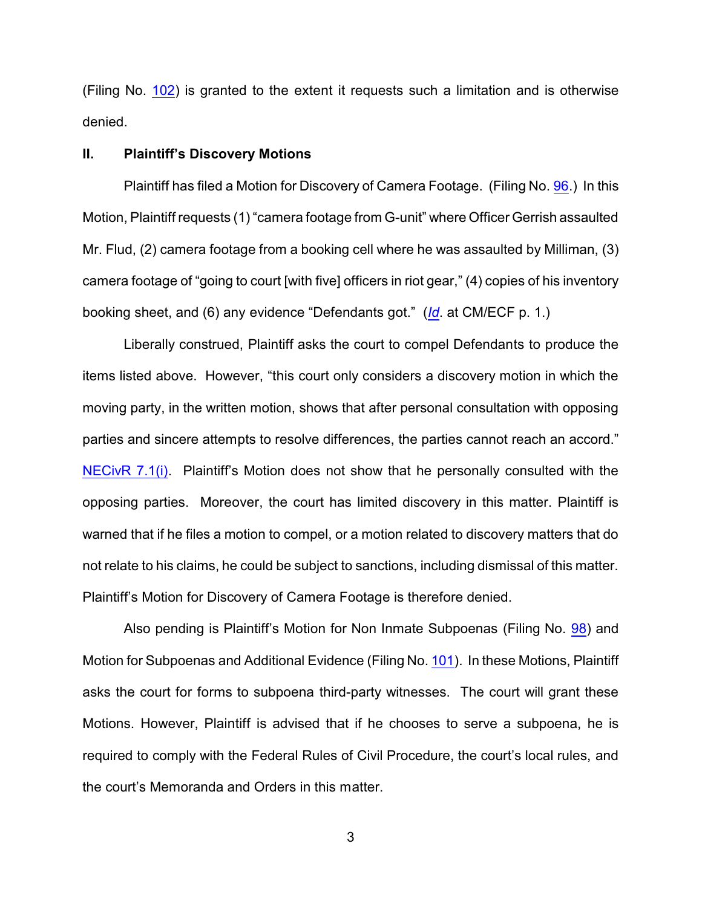(Filing No. 102) is granted to the extent it requests such a limitation and is otherwise denied.

## II. Plaintiff's Discovery Motions

Plaintiff has filed a Motion for Discovery of Camera Footage. (Filing No. 96.) In this Motion, Plaintiff requests (1) "camera footage from G-unit" where Officer Gerrish assaulted Mr. Flud, (2) camera footage from a booking cell where he was assaulted by Milliman, (3) camera footage of "going to court [with five] officers in riot gear," (4) copies of his inventory booking sheet, and (6) any evidence "Defendants got." (*Id*. at CM/ECF p. 1.)

Liberally construed, Plaintiff asks the court to compel Defendants to produce the items listed above. However, "this court only considers a discovery motion in which the moving party, in the written motion, shows that after personal consultation with opposing parties and sincere attempts to resolve differences, the parties cannot reach an accord." NECivR 7.1(i). Plaintiff's Motion does not show that he personally consulted with the opposing parties. Moreover, the court has limited discovery in this matter. Plaintiff is warned that if he files a motion to compel, or a motion related to discovery matters that do not relate to his claims, he could be subject to sanctions, including dismissal of this matter. Plaintiff's Motion for Discovery of Camera Footage is therefore denied.

Also pending is Plaintiff's Motion for Non Inmate Subpoenas (Filing No. 98) and Motion for Subpoenas and Additional Evidence (Filing No. 101). In these Motions, Plaintiff asks the court for forms to subpoena third-party witnesses. The court will grant these Motions. However, Plaintiff is advised that if he chooses to serve a subpoena, he is required to comply with the Federal Rules of Civil Procedure, the court's local rules, and the court's Memoranda and Orders in this matter.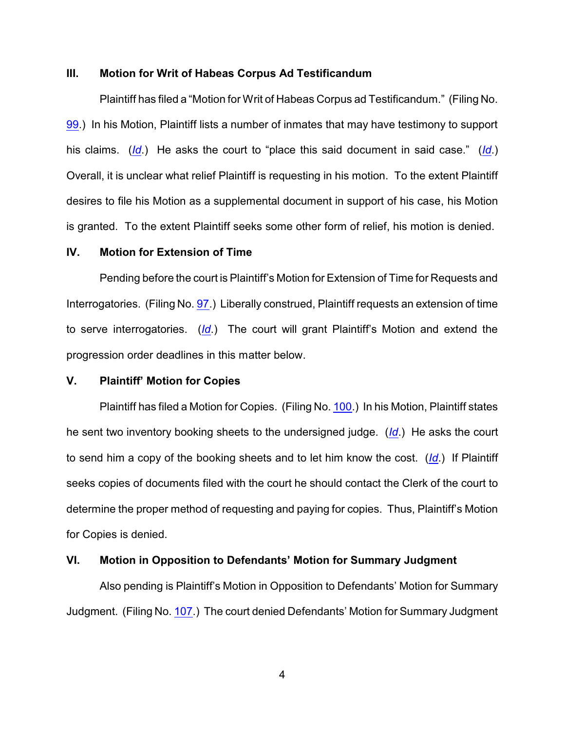### III. Motion for Writ of Habeas Corpus Ad Testificandum

Plaintiff has filed a "Motion for Writ of Habeas Corpus ad Testificandum." (Filing No. 99.) In his Motion, Plaintiff lists a number of inmates that may have testimony to support his claims. (*Id.*) He asks the court to "place this said document in said case." (*Id.*) Overall, it is unclear what relief Plaintiff is requesting in his motion. To the extent Plaintiff desires to file his Motion as a supplemental document in support of his case, his Motion is granted. To the extent Plaintiff seeks some other form of relief, his motion is denied.

### IV. Motion for Extension of Time

Pending before the court is Plaintiff's Motion for Extension of Time for Requests and Interrogatories. (Filing No. 97.) Liberally construed, Plaintiff requests an extension of time to serve interrogatories. (*Id.*) The court will grant Plaintiff's Motion and extend the progression order deadlines in this matter below.

### V. Plaintiff' Motion for Copies

Plaintiff has filed a Motion for Copies. (Filing No. 100.) In his Motion, Plaintiff states he sent two inventory booking sheets to the undersigned judge. (*Id.*) He asks the court to send him a copy of the booking sheets and to let him know the cost. (*Id.*) If Plaintiff seeks copies of documents filed with the court he should contact the Clerk of the court to determine the proper method of requesting and paying for copies. Thus, Plaintiff's Motion for Copies is denied.

### VI. Motion in Opposition to Defendants' Motion for Summary Judgment

Also pending is Plaintiff's Motion in Opposition to Defendants' Motion for Summary Judgment. (Filing No. 107.) The court denied Defendants' Motion for Summary Judgment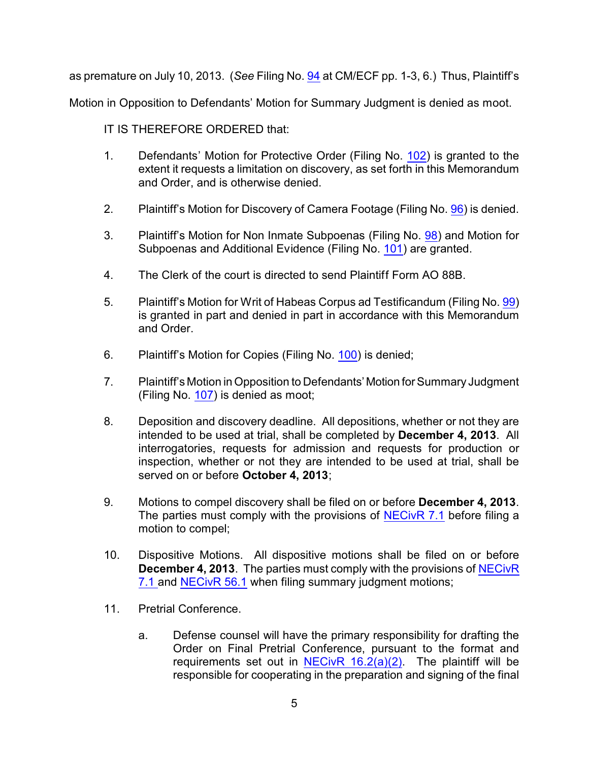as premature on July 10, 2013. (*See* Filing No. 94 at CM/ECF pp. 1-3, 6.) Thus, Plaintiff's Motion in Opposition to Defendants' Motion for Summary Judgment is denied as moot.

IT IS THEREFORE ORDERED that:

1. Defendants' Motion for Protective Order (Filing No. 102) is granted to the extent it requests a limitation on discovery, as set forth in this Memorandum and Order, and is otherwise denied.

2. Plaintiff's Motion for Discovery of Camera Footage (Filing No. 96) is denied.

3. Plaintiff's Motion for Non Inmate Subpoenas (Filing No. 98) and Motion for Subpoenas and Additional Evidence (Filing No. 101) are granted.

4. The Clerk of the court is directed to send Plaintiff Form AO 88B.

5. Plaintiff's Motion for Writ of Habeas Corpus ad Testificandum (Filing No. 99) is granted in part and denied in part in accordance with this Memorandum and Order.

6. Plaintiff's Motion for Copies (Filing No. 100) is denied;

7. Plaintiff's Motion in Opposition to Defendants' Motion for Summary Judgment (Filing No. 107) is denied as moot;

8. Deposition and discovery deadline. All depositions, whether or not they are intended to be used at trial, shall be completed by **December 4, 2013**. All interrogatories, requests for admission and requests for production or inspection, whether or not they are intended to be used at trial, shall be served on or before **October 4, 2013**;

9. Motions to compel discovery shall be filed on or before **December 4, 2013**. The parties must comply with the provisions of NECivR 7.1 before filing a motion to compel;

10. Dispositive Motions. All dispositive motions shall be filed on or before **December 4, 2013**. The parties must comply with the provisions of NECivR 7.1 and NECivR 56.1 when filing summary judgment motions;

11. Pretrial Conference.

    a. Defense counsel will have the primary responsibility for drafting the Order on Final Pretrial Conference, pursuant to the format and requirements set out in NECivR 16.2(a)(2). The plaintiff will be responsible for cooperating in the preparation and signing of the final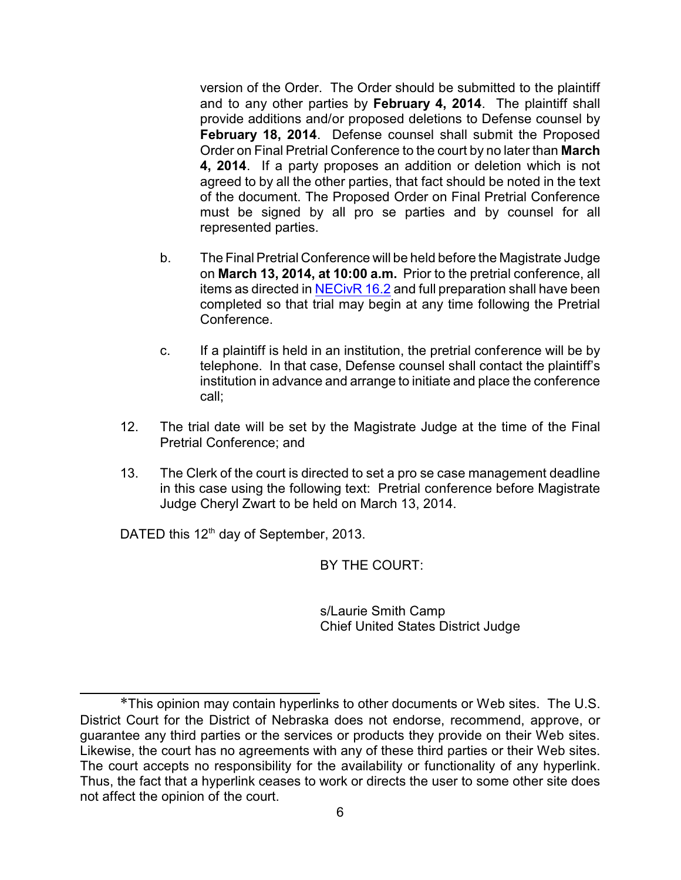version of the Order. The Order should be submitted to the plaintiff and to any other parties by **February 4, 2014**. The plaintiff shall provide additions and/or proposed deletions to Defense counsel by **February 18, 2014**. Defense counsel shall submit the Proposed Order on Final Pretrial Conference to the court by no later than **March 4, 2014**. If a party proposes an addition or deletion which is not agreed to by all the other parties, that fact should be noted in the text of the document. The Proposed Order on Final Pretrial Conference must be signed by all pro se parties and by counsel for all represented parties.

b. The Final Pretrial Conference will be held before the Magistrate Judge on **March 13, 2014, at 10:00 a.m.** Prior to the pretrial conference, all items as directed in NECivR 16.2 and full preparation shall have been completed so that trial may begin at any time following the Pretrial Conference.

c. If a plaintiff is held in an institution, the pretrial conference will be by telephone. In that case, Defense counsel shall contact the plaintiff's institution in advance and arrange to initiate and place the conference call;

12. The trial date will be set by the Magistrate Judge at the time of the Final Pretrial Conference; and

13. The Clerk of the court is directed to set a pro se case management deadline in this case using the following text: Pretrial conference before Magistrate Judge Cheryl Zwart to be held on March 13, 2014.

DATED this 12th day of September, 2013.

BY THE COURT:

s/Laurie Smith Camp
Chief United States District Judge

---

*This opinion may contain hyperlinks to other documents or Web sites. The U.S. District Court for the District of Nebraska does not endorse, recommend, approve, or guarantee any third parties or the services or products they provide on their Web sites. Likewise, the court has no agreements with any of these third parties or their Web sites. The court accepts no responsibility for the availability or functionality of any hyperlink. Thus, the fact that a hyperlink ceases to work or directs the user to some other site does not affect the opinion of the court.